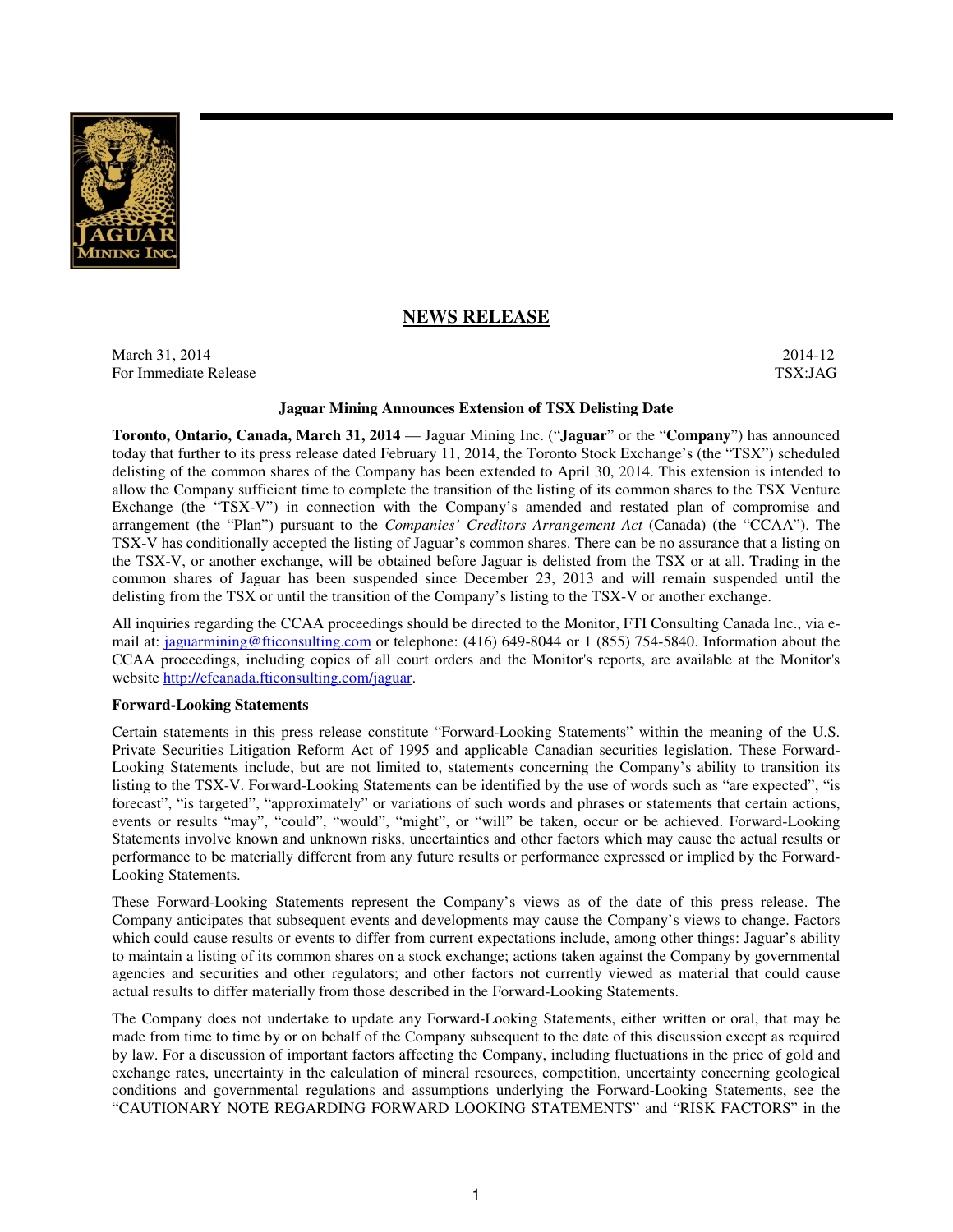## NEWS RELEASE

March 31, 2014
For Immediate Release

2014-12
TSX:JAG

**Jaguar Mining Announces Extension of TSX Delisting Date**

**Toronto, Ontario, Canada, March 31, 2014** — Jaguar Mining Inc. ("**Jaguar**" or the "**Company**") has announced today that further to its press release dated February 11, 2014, the Toronto Stock Exchange's (the "TSX") scheduled delisting of the common shares of the Company has been extended to April 30, 2014. This extension is intended to allow the Company sufficient time to complete the transition of the listing of its common shares to the TSX Venture Exchange (the "TSX-V") in connection with the Company's amended and restated plan of compromise and arrangement (the "Plan") pursuant to the *Companies' Creditors Arrangement Act* (Canada) (the "CCAA"). The TSX-V has conditionally accepted the listing of Jaguar's common shares. There can be no assurance that a listing on the TSX-V, or another exchange, will be obtained before Jaguar is delisted from the TSX or at all. Trading in the common shares of Jaguar has been suspended since December 23, 2013 and will remain suspended until the delisting from the TSX or until the transition of the Company's listing to the TSX-V or another exchange.

All inquiries regarding the CCAA proceedings should be directed to the Monitor, FTI Consulting Canada Inc., via e-mail at: jaguarmining@fticonsulting.com or telephone: (416) 649-8044 or 1 (855) 754-5840. Information about the CCAA proceedings, including copies of all court orders and the Monitor's reports, are available at the Monitor's website http://cfcanada.fticonsulting.com/jaguar.

**Forward-Looking Statements**

Certain statements in this press release constitute "Forward-Looking Statements" within the meaning of the U.S. Private Securities Litigation Reform Act of 1995 and applicable Canadian securities legislation. These Forward-Looking Statements include, but are not limited to, statements concerning the Company's ability to transition its listing to the TSX-V. Forward-Looking Statements can be identified by the use of words such as "are expected", "is forecast", "is targeted", "approximately" or variations of such words and phrases or statements that certain actions, events or results "may", "could", "would", "might", or "will" be taken, occur or be achieved. Forward-Looking Statements involve known and unknown risks, uncertainties and other factors which may cause the actual results or performance to be materially different from any future results or performance expressed or implied by the Forward-Looking Statements.

These Forward-Looking Statements represent the Company's views as of the date of this press release. The Company anticipates that subsequent events and developments may cause the Company's views to change. Factors which could cause results or events to differ from current expectations include, among other things: Jaguar's ability to maintain a listing of its common shares on a stock exchange; actions taken against the Company by governmental agencies and securities and other regulators; and other factors not currently viewed as material that could cause actual results to differ materially from those described in the Forward-Looking Statements.

The Company does not undertake to update any Forward-Looking Statements, either written or oral, that may be made from time to time by or on behalf of the Company subsequent to the date of this discussion except as required by law. For a discussion of important factors affecting the Company, including fluctuations in the price of gold and exchange rates, uncertainty in the calculation of mineral resources, competition, uncertainty concerning geological conditions and governmental regulations and assumptions underlying the Forward-Looking Statements, see the "CAUTIONARY NOTE REGARDING FORWARD LOOKING STATEMENTS" and "RISK FACTORS" in the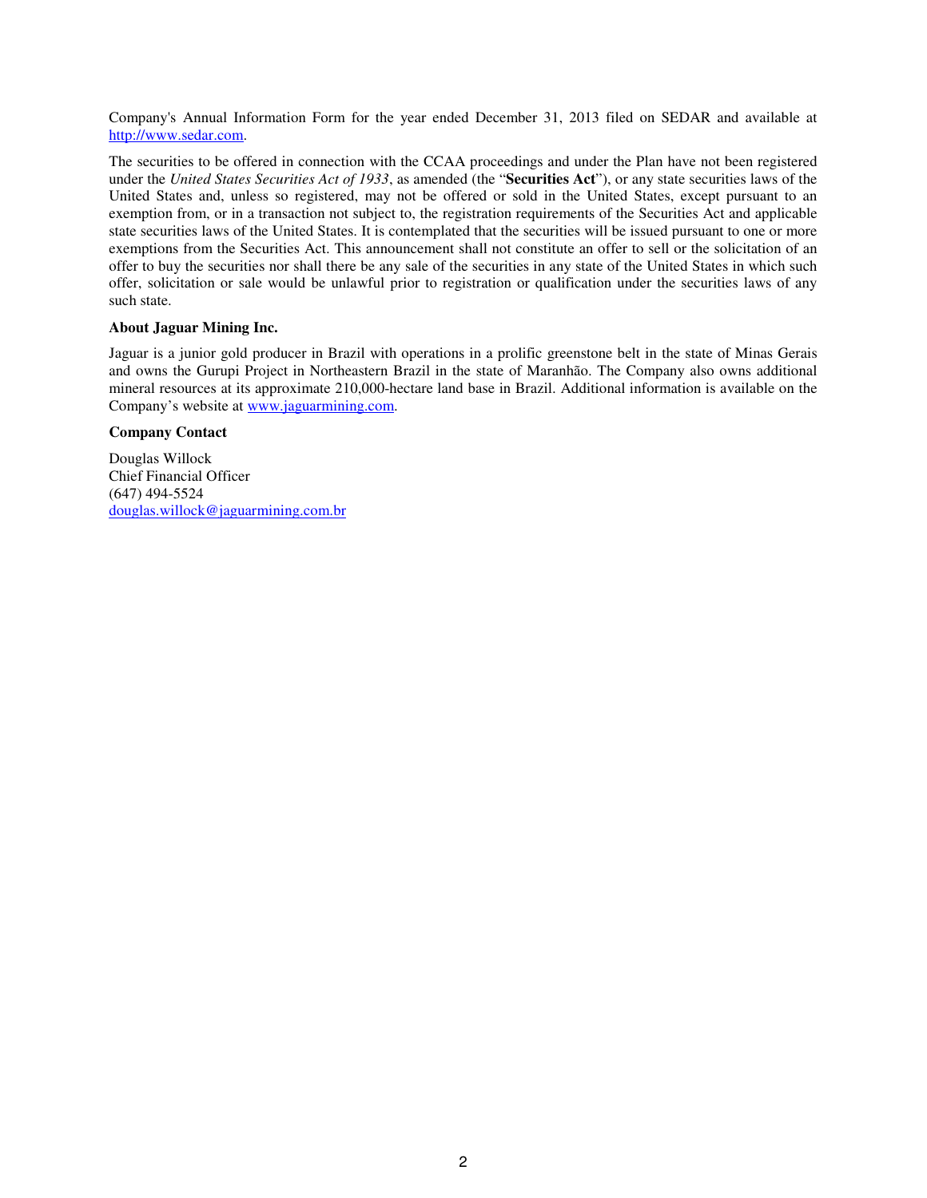Company's Annual Information Form for the year ended December 31, 2013 filed on SEDAR and available at http://www.sedar.com.

The securities to be offered in connection with the CCAA proceedings and under the Plan have not been registered under the *United States Securities Act of 1933*, as amended (the "**Securities Act**"), or any state securities laws of the United States and, unless so registered, may not be offered or sold in the United States, except pursuant to an exemption from, or in a transaction not subject to, the registration requirements of the Securities Act and applicable state securities laws of the United States. It is contemplated that the securities will be issued pursuant to one or more exemptions from the Securities Act. This announcement shall not constitute an offer to sell or the solicitation of an offer to buy the securities nor shall there be any sale of the securities in any state of the United States in which such offer, solicitation or sale would be unlawful prior to registration or qualification under the securities laws of any such state.

**About Jaguar Mining Inc.**

Jaguar is a junior gold producer in Brazil with operations in a prolific greenstone belt in the state of Minas Gerais and owns the Gurupi Project in Northeastern Brazil in the state of Maranhão. The Company also owns additional mineral resources at its approximate 210,000-hectare land base in Brazil. Additional information is available on the Company's website at www.jaguarmining.com.

**Company Contact**

Douglas Willock
Chief Financial Officer
(647) 494-5524
douglas.willock@jaguarmining.com.br